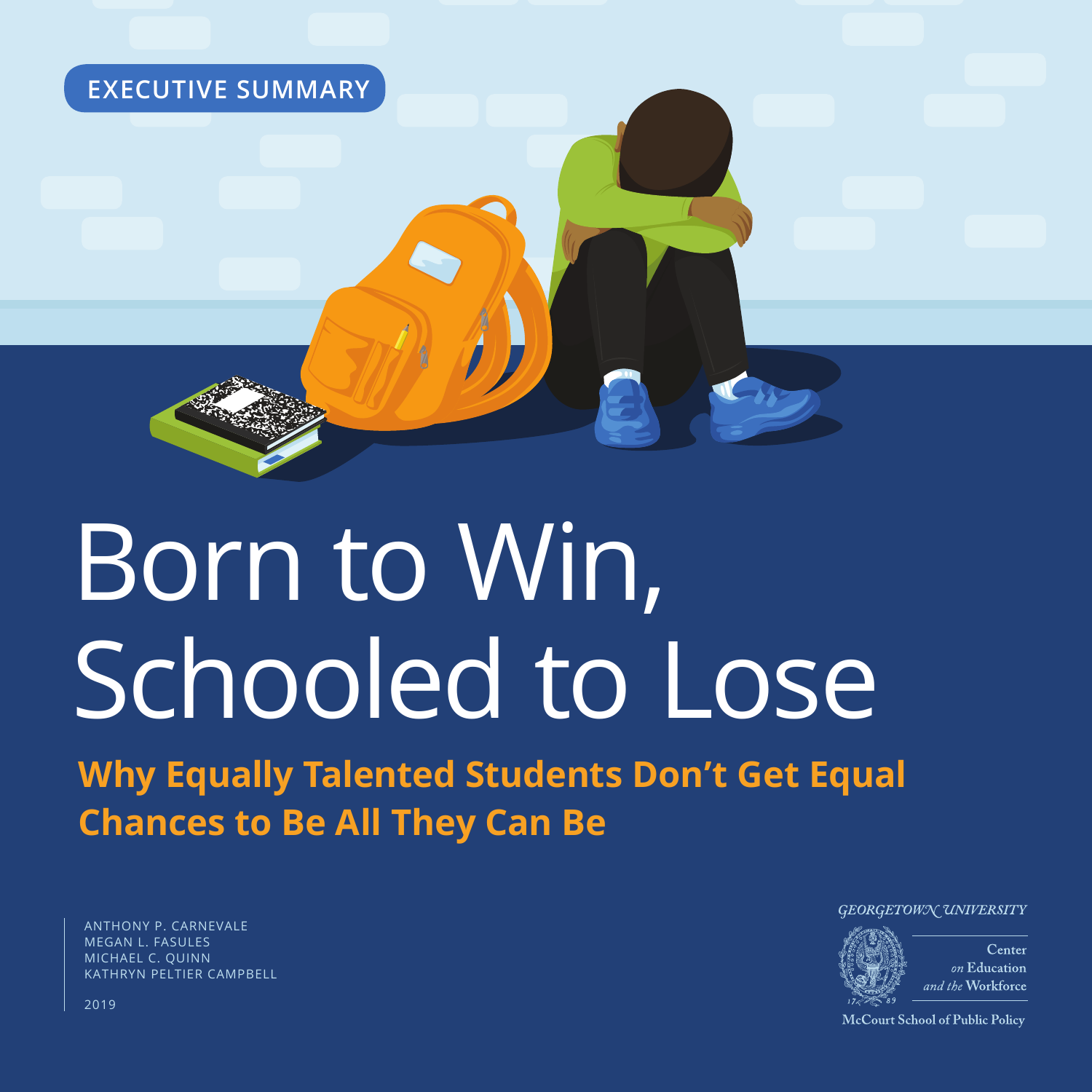EXECUTIVE SUMMARY

# Born to Win, Schooled to Lose

## Why Equally Talented Students Don't Get Equal Chances to Be All They Can Be

ANTHONY P. CARNEVALE
MEGAN L. FASULES
MICHAEL C. QUINN
KATHRYN PELTIER CAMPBELL

2019

GEORGETOWN UNIVERSITY

Center *on* Education *and the* Workforce

McCourt School of Public Policy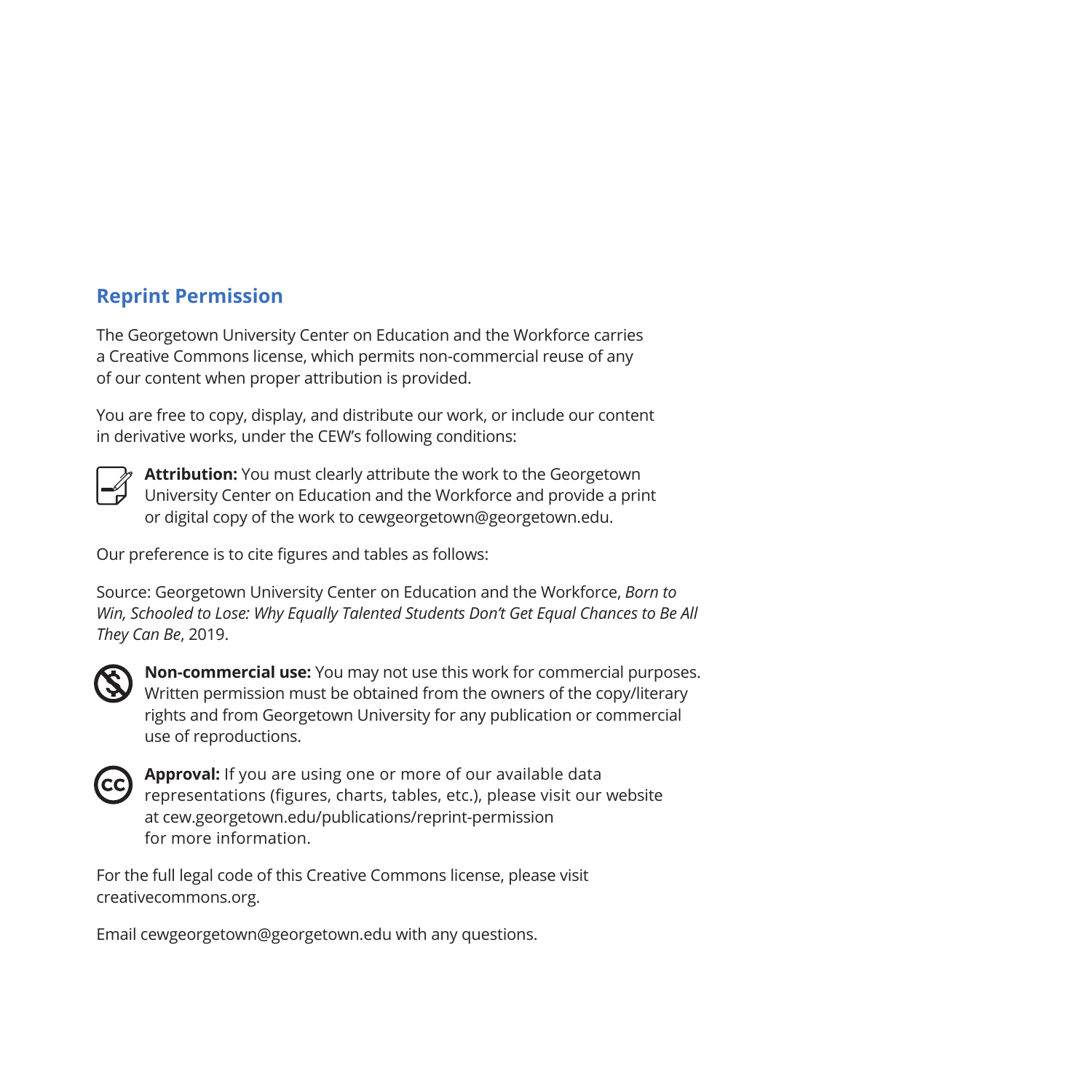## Reprint Permission

The Georgetown University Center on Education and the Workforce carries a Creative Commons license, which permits non-commercial reuse of any of our content when proper attribution is provided.

You are free to copy, display, and distribute our work, or include our content in derivative works, under the CEW's following conditions:

**Attribution:** You must clearly attribute the work to the Georgetown University Center on Education and the Workforce and provide a print or digital copy of the work to cewgeorgetown@georgetown.edu.

Our preference is to cite figures and tables as follows:

Source: Georgetown University Center on Education and the Workforce, *Born to Win, Schooled to Lose: Why Equally Talented Students Don't Get Equal Chances to Be All They Can Be*, 2019.

**Non-commercial use:** You may not use this work for commercial purposes. Written permission must be obtained from the owners of the copy/literary rights and from Georgetown University for any publication or commercial use of reproductions.

**Approval:** If you are using one or more of our available data representations (figures, charts, tables, etc.), please visit our website at cew.georgetown.edu/publications/reprint-permission for more information.

For the full legal code of this Creative Commons license, please visit creativecommons.org.

Email cewgeorgetown@georgetown.edu with any questions.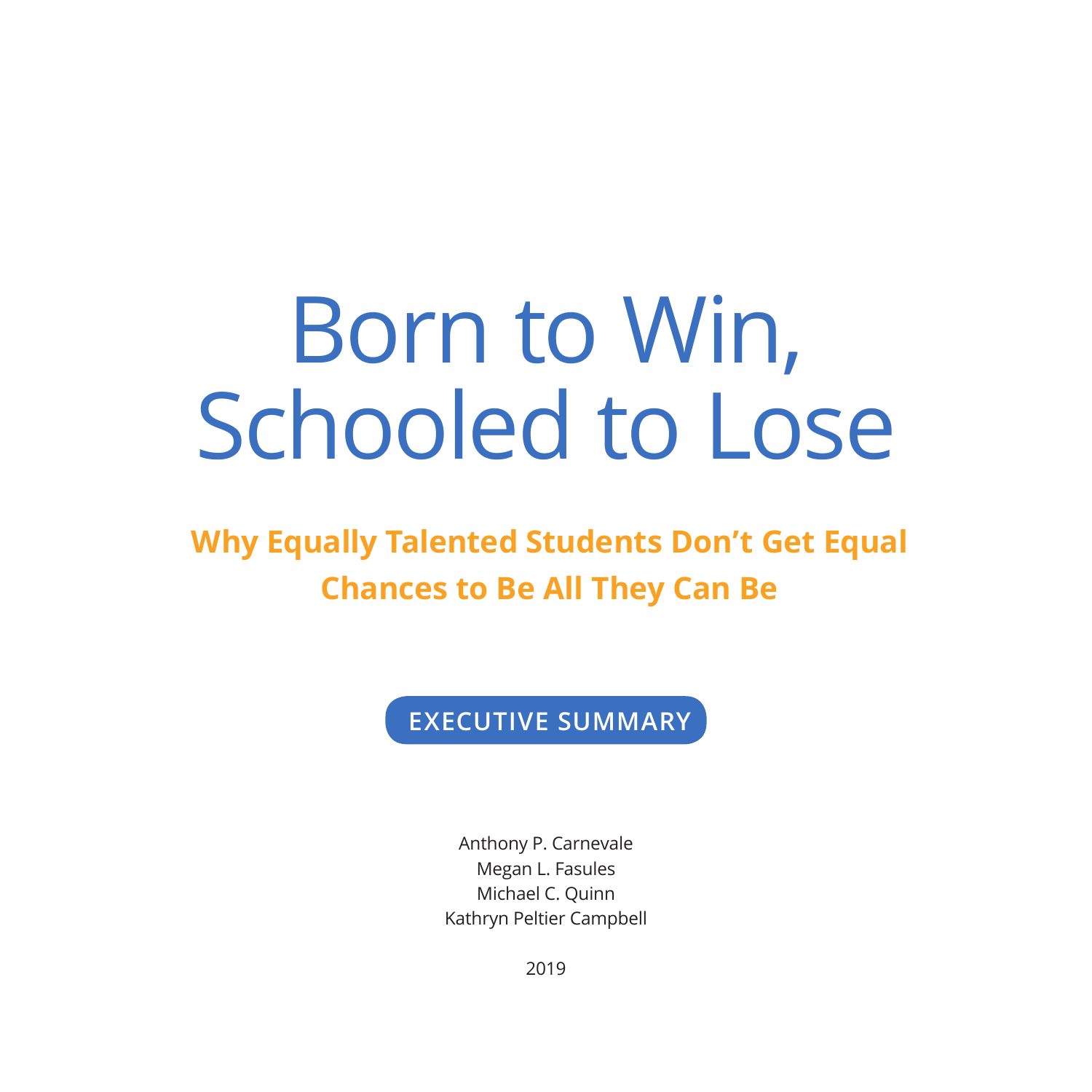# Born to Win, Schooled to Lose

## Why Equally Talented Students Don't Get Equal Chances to Be All They Can Be

**EXECUTIVE SUMMARY**

Anthony P. Carnevale
Megan L. Fasules
Michael C. Quinn
Kathryn Peltier Campbell

2019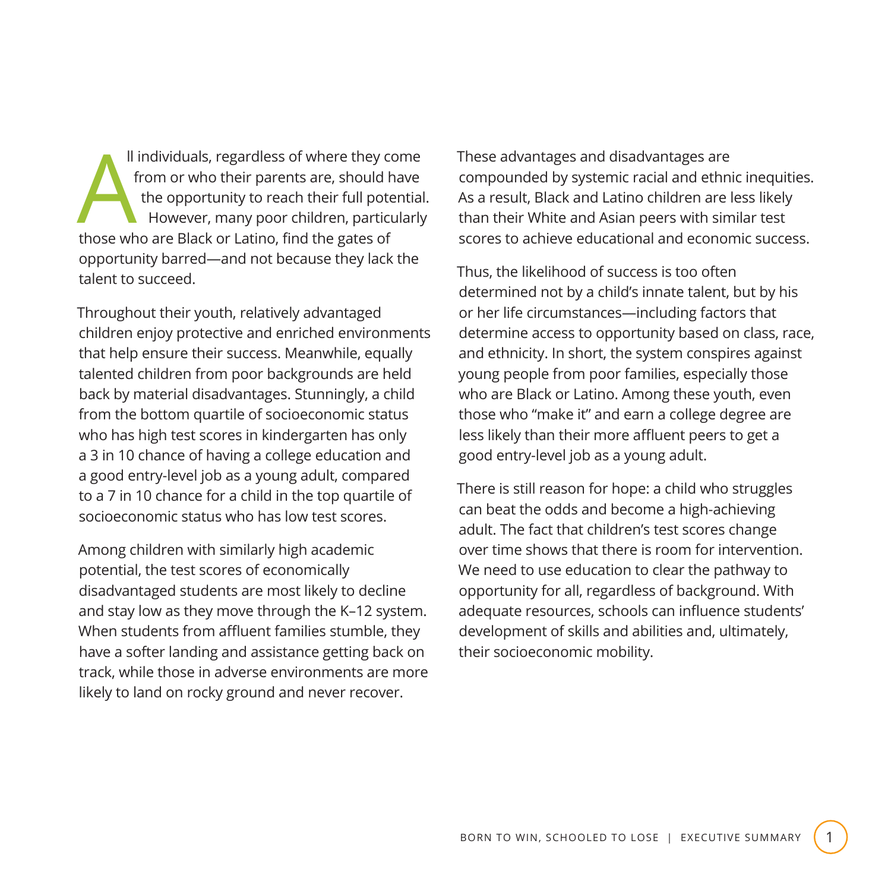All individuals, regardless of where they come from or who their parents are, should have the opportunity to reach their full potential. However, many poor children, particularly those who are Black or Latino, find the gates of opportunity barred—and not because they lack the talent to succeed.

Throughout their youth, relatively advantaged children enjoy protective and enriched environments that help ensure their success. Meanwhile, equally talented children from poor backgrounds are held back by material disadvantages. Stunningly, a child from the bottom quartile of socioeconomic status who has high test scores in kindergarten has only a 3 in 10 chance of having a college education and a good entry-level job as a young adult, compared to a 7 in 10 chance for a child in the top quartile of socioeconomic status who has low test scores.

Among children with similarly high academic potential, the test scores of economically disadvantaged students are most likely to decline and stay low as they move through the K–12 system. When students from affluent families stumble, they have a softer landing and assistance getting back on track, while those in adverse environments are more likely to land on rocky ground and never recover.

These advantages and disadvantages are compounded by systemic racial and ethnic inequities. As a result, Black and Latino children are less likely than their White and Asian peers with similar test scores to achieve educational and economic success.

Thus, the likelihood of success is too often determined not by a child's innate talent, but by his or her life circumstances—including factors that determine access to opportunity based on class, race, and ethnicity. In short, the system conspires against young people from poor families, especially those who are Black or Latino. Among these youth, even those who "make it" and earn a college degree are less likely than their more affluent peers to get a good entry-level job as a young adult.

There is still reason for hope: a child who struggles can beat the odds and become a high-achieving adult. The fact that children's test scores change over time shows that there is room for intervention. We need to use education to clear the pathway to opportunity for all, regardless of background. With adequate resources, schools can influence students' development of skills and abilities and, ultimately, their socioeconomic mobility.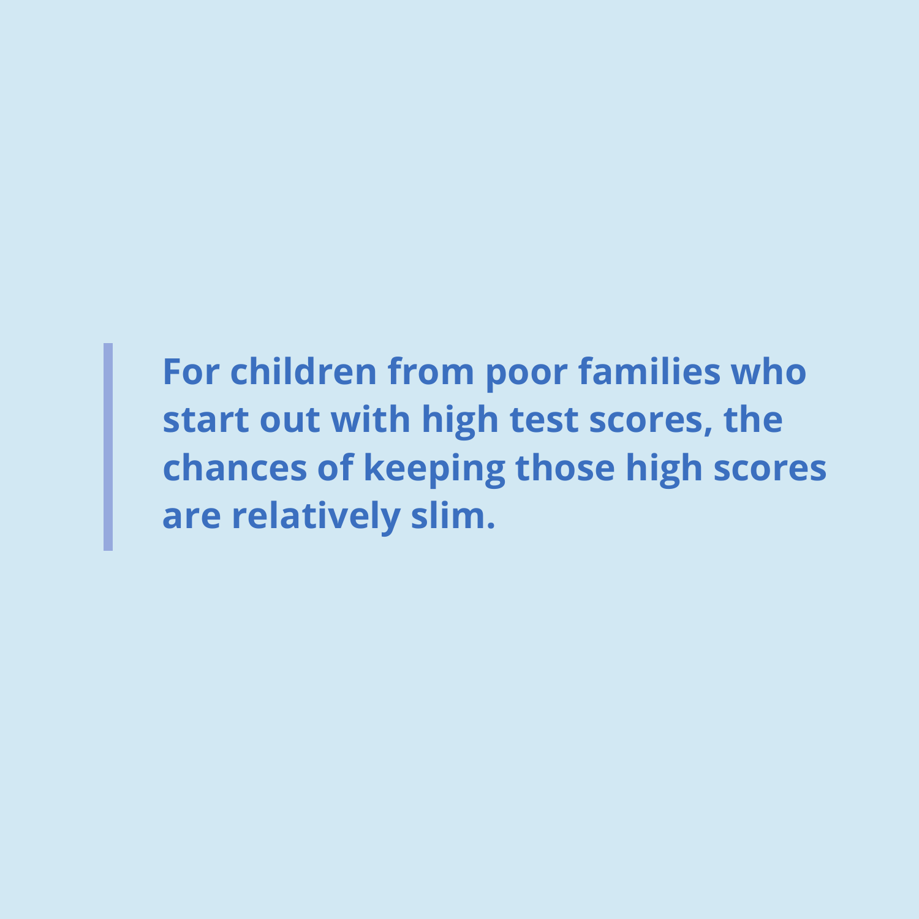> **For children from poor families who start out with high test scores, the chances of keeping those high scores are relatively slim.**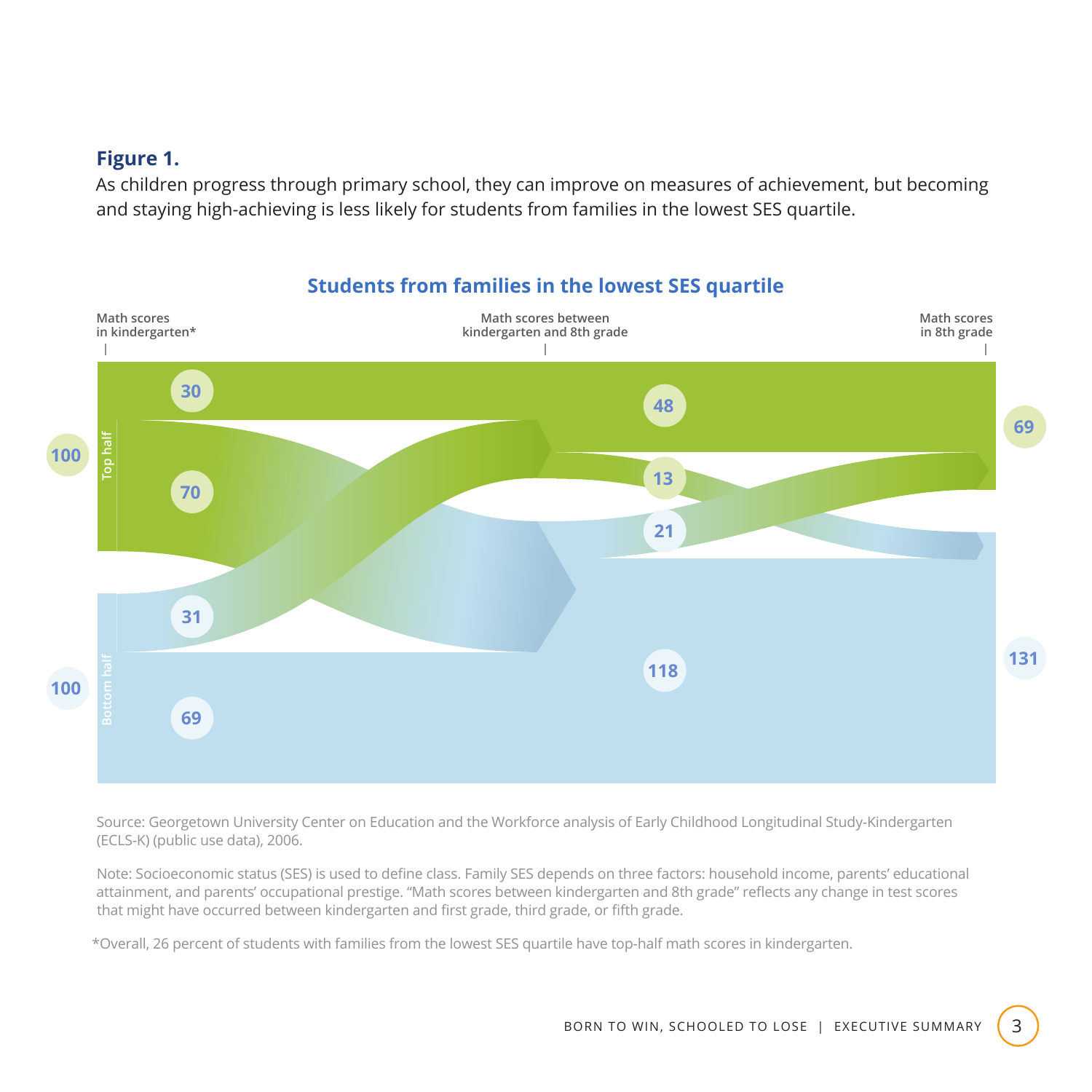**Figure 1.**

As children progress through primary school, they can improve on measures of achievement, but becoming and staying high-achieving is less likely for students from families in the lowest SES quartile.

### Students from families in the lowest SES quartile

Math scores in kindergarten* | Math scores between kindergarten and 8th grade | Math scores in 8th grade

Top half: 100 (30, 70) → 48, 13 → 69

Bottom half: 100 (31, 69) → 21, 118 → 131

Source: Georgetown University Center on Education and the Workforce analysis of Early Childhood Longitudinal Study-Kindergarten (ECLS-K) (public use data), 2006.

Note: Socioeconomic status (SES) is used to define class. Family SES depends on three factors: household income, parents' educational attainment, and parents' occupational prestige. "Math scores between kindergarten and 8th grade" reflects any change in test scores that might have occurred between kindergarten and first grade, third grade, or fifth grade.

*Overall, 26 percent of students with families from the lowest SES quartile have top-half math scores in kindergarten.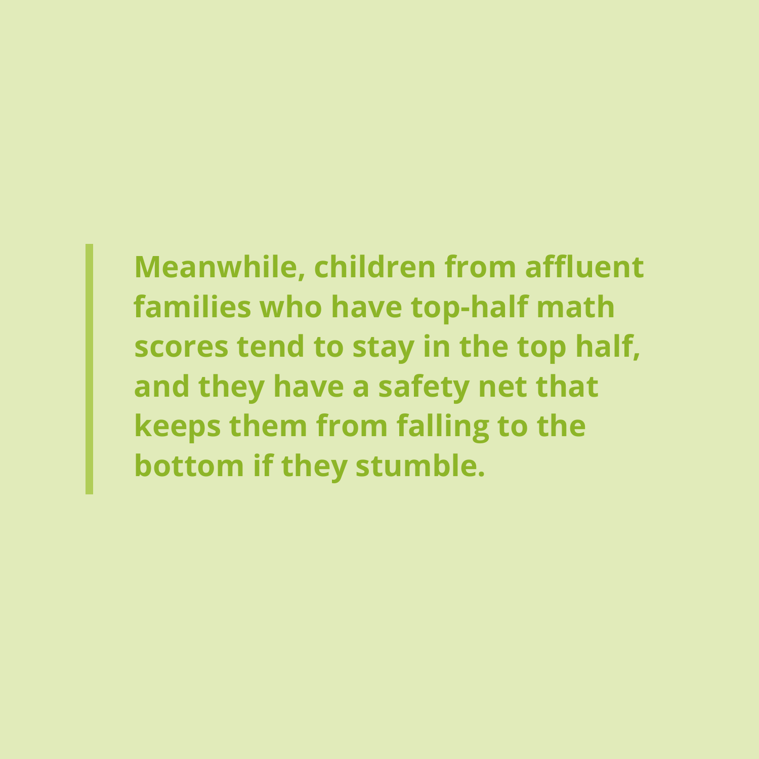> **Meanwhile, children from affluent families who have top-half math scores tend to stay in the top half, and they have a safety net that keeps them from falling to the bottom if they stumble.**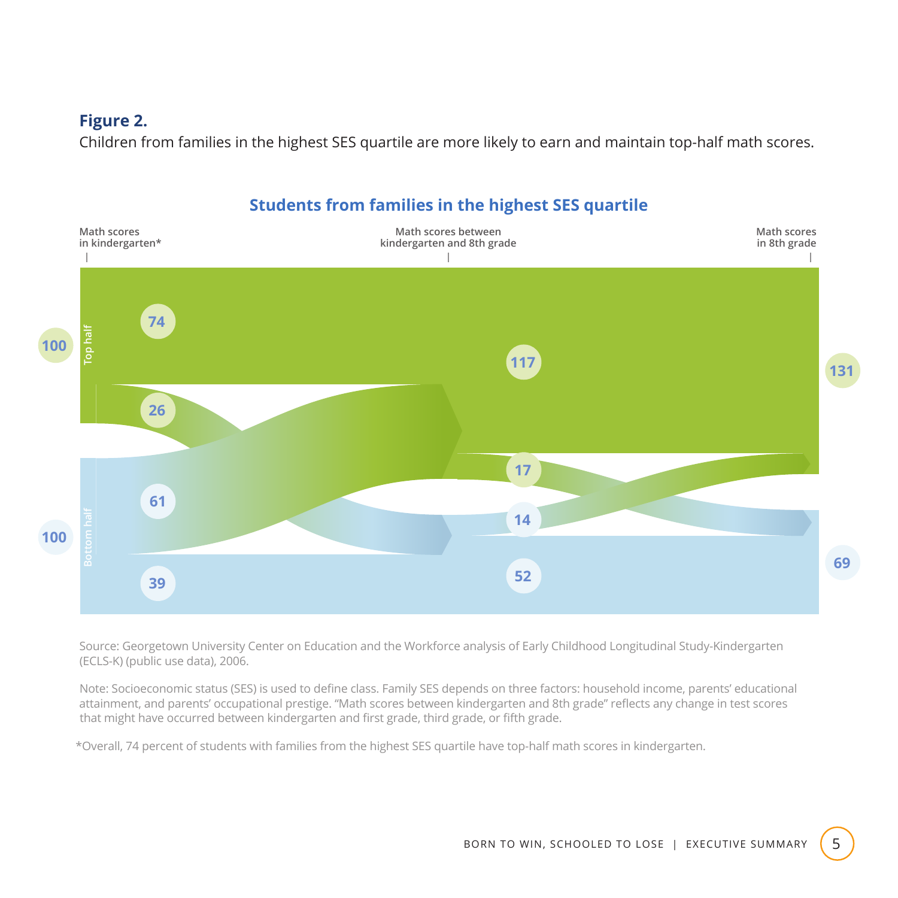**Figure 2.**

Children from families in the highest SES quartile are more likely to earn and maintain top-half math scores.

**Students from families in the highest SES quartile**

Math scores in kindergarten* | Math scores between kindergarten and 8th grade | Math scores in 8th grade

Top half: 100 → 74 stay top half, 26 move to bottom half

Bottom half: 100 → 61 move to top half, 39 stay bottom half

Between kindergarten and 8th grade: Top half 117 → 17 move to bottom half; Bottom half: 14 move to top half, 52 stay bottom half

Math scores in 8th grade: Top half 131; Bottom half 69

Source: Georgetown University Center on Education and the Workforce analysis of Early Childhood Longitudinal Study-Kindergarten (ECLS-K) (public use data), 2006.

Note: Socioeconomic status (SES) is used to define class. Family SES depends on three factors: household income, parents' educational attainment, and parents' occupational prestige. "Math scores between kindergarten and 8th grade" reflects any change in test scores that might have occurred between kindergarten and first grade, third grade, or fifth grade.

*Overall, 74 percent of students with families from the highest SES quartile have top-half math scores in kindergarten.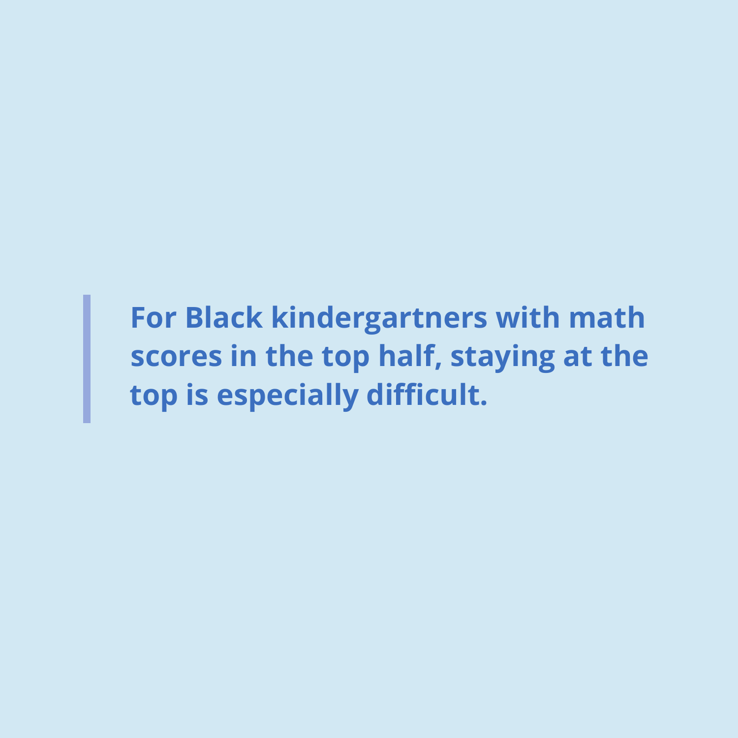> **For Black kindergartners with math scores in the top half, staying at the top is especially difficult.**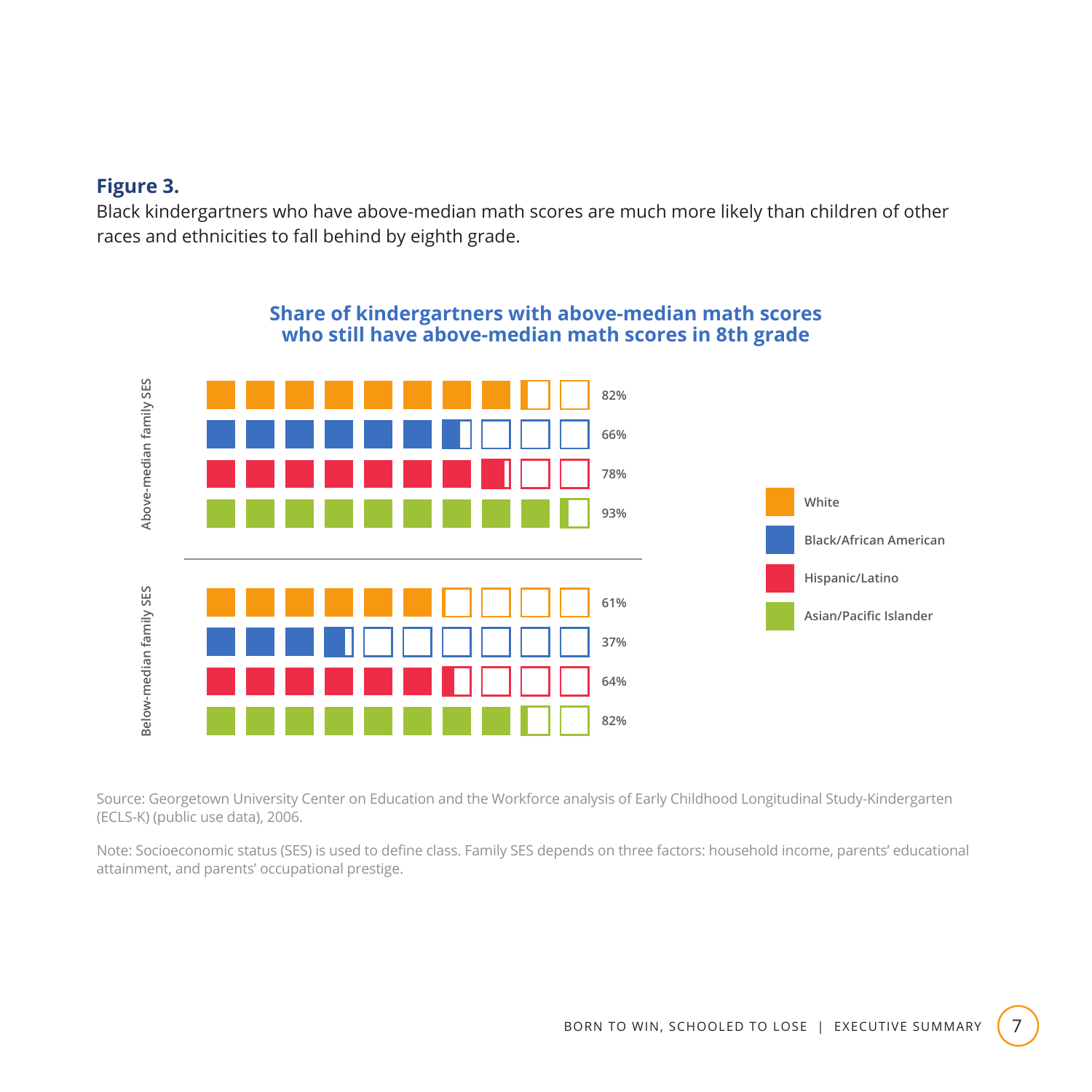**Figure 3.**

Black kindergartners who have above-median math scores are much more likely than children of other races and ethnicities to fall behind by eighth grade.

**Share of kindergartners with above-median math scores who still have above-median math scores in 8th grade**

| Family SES | White | Black/African American | Hispanic/Latino | Asian/Pacific Islander |
| --- | --- | --- | --- | --- |
| Above-median family SES | 82% | 66% | 78% | 93% |
| Below-median family SES | 61% | 37% | 64% | 82% |

Source: Georgetown University Center on Education and the Workforce analysis of Early Childhood Longitudinal Study-Kindergarten (ECLS-K) (public use data), 2006.

Note: Socioeconomic status (SES) is used to define class. Family SES depends on three factors: household income, parents' educational attainment, and parents' occupational prestige.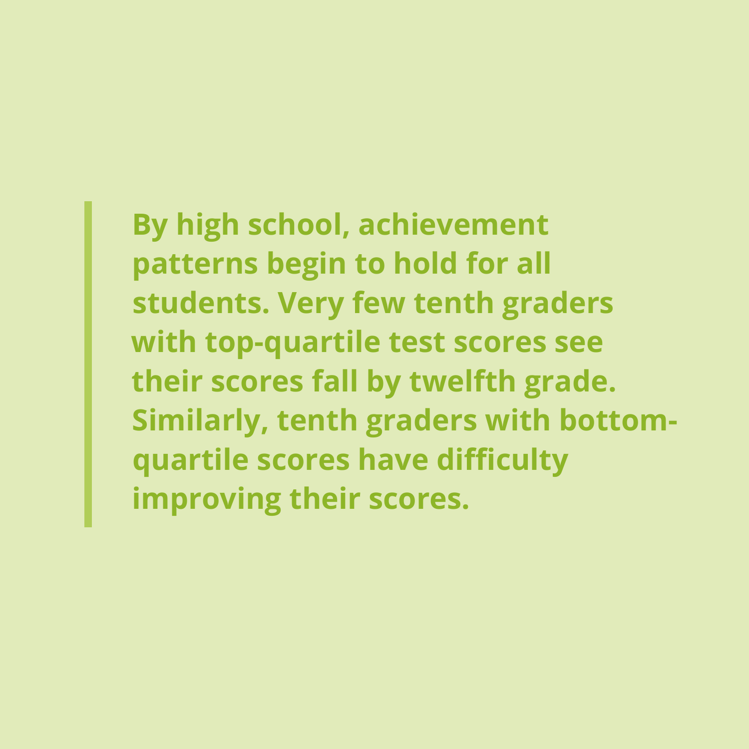> **By high school, achievement patterns begin to hold for all students. Very few tenth graders with top-quartile test scores see their scores fall by twelfth grade. Similarly, tenth graders with bottom-quartile scores have difficulty improving their scores.**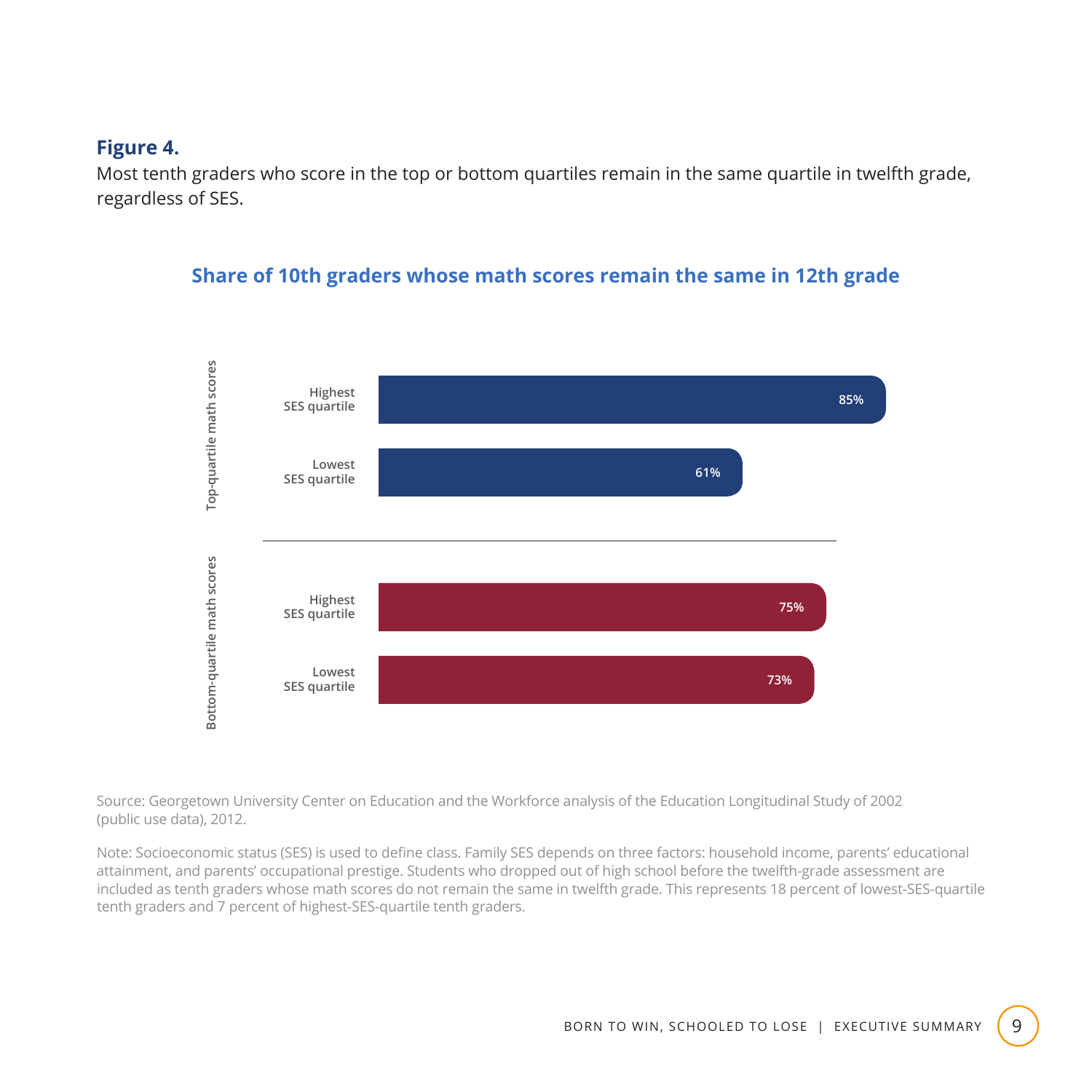**Figure 4.**
Most tenth graders who score in the top or bottom quartiles remain in the same quartile in twelfth grade, regardless of SES.

**Share of 10th graders whose math scores remain the same in 12th grade**

| | | Share |
|---|---|---|
| Top-quartile math scores | Highest SES quartile | 85% |
| | Lowest SES quartile | 61% |
| Bottom-quartile math scores | Highest SES quartile | 75% |
| | Lowest SES quartile | 73% |

Source: Georgetown University Center on Education and the Workforce analysis of the Education Longitudinal Study of 2002 (public use data), 2012.

Note: Socioeconomic status (SES) is used to define class. Family SES depends on three factors: household income, parents' educational attainment, and parents' occupational prestige. Students who dropped out of high school before the twelfth-grade assessment are included as tenth graders whose math scores do not remain the same in twelfth grade. This represents 18 percent of lowest-SES-quartile tenth graders and 7 percent of highest-SES-quartile tenth graders.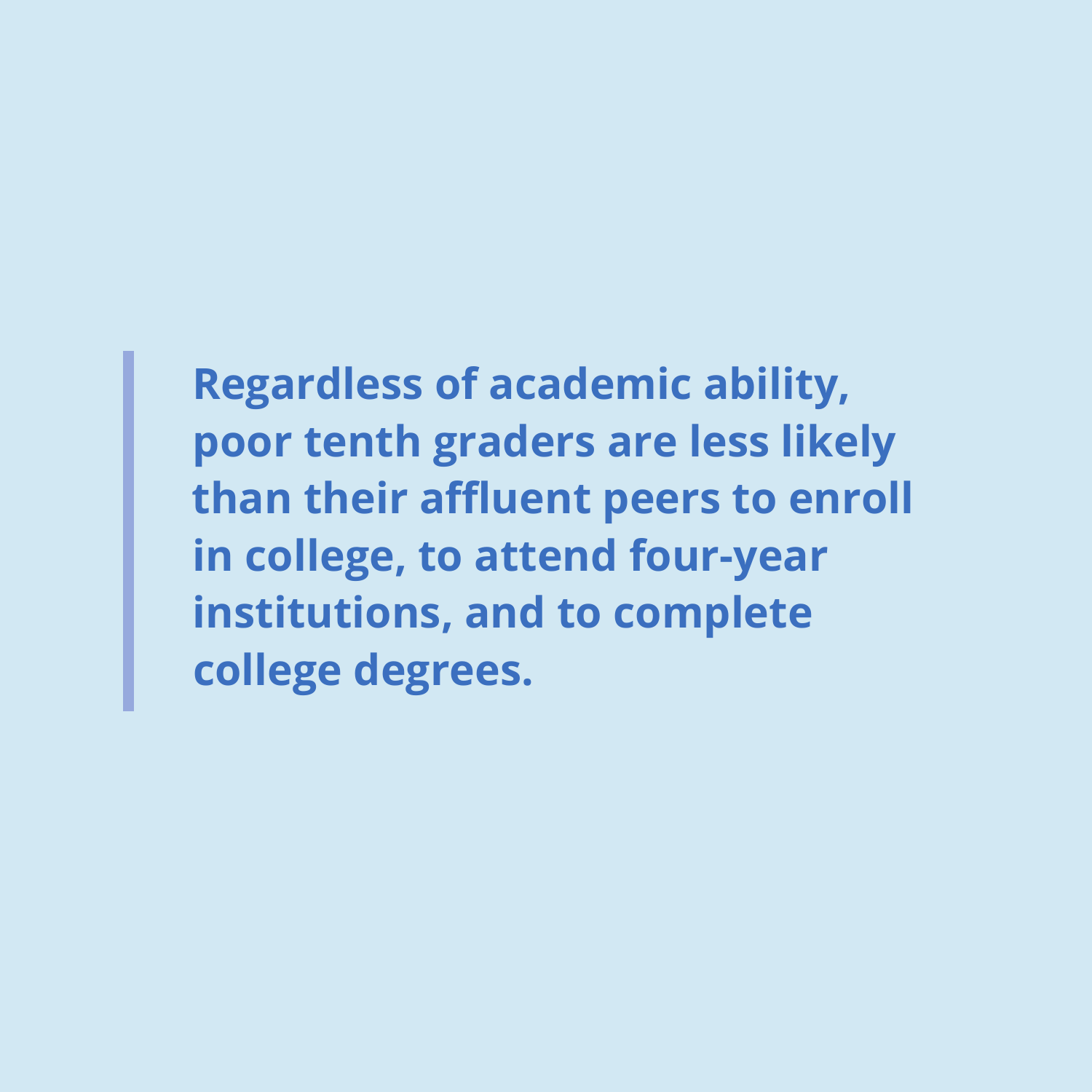> **Regardless of academic ability, poor tenth graders are less likely than their affluent peers to enroll in college, to attend four-year institutions, and to complete college degrees.**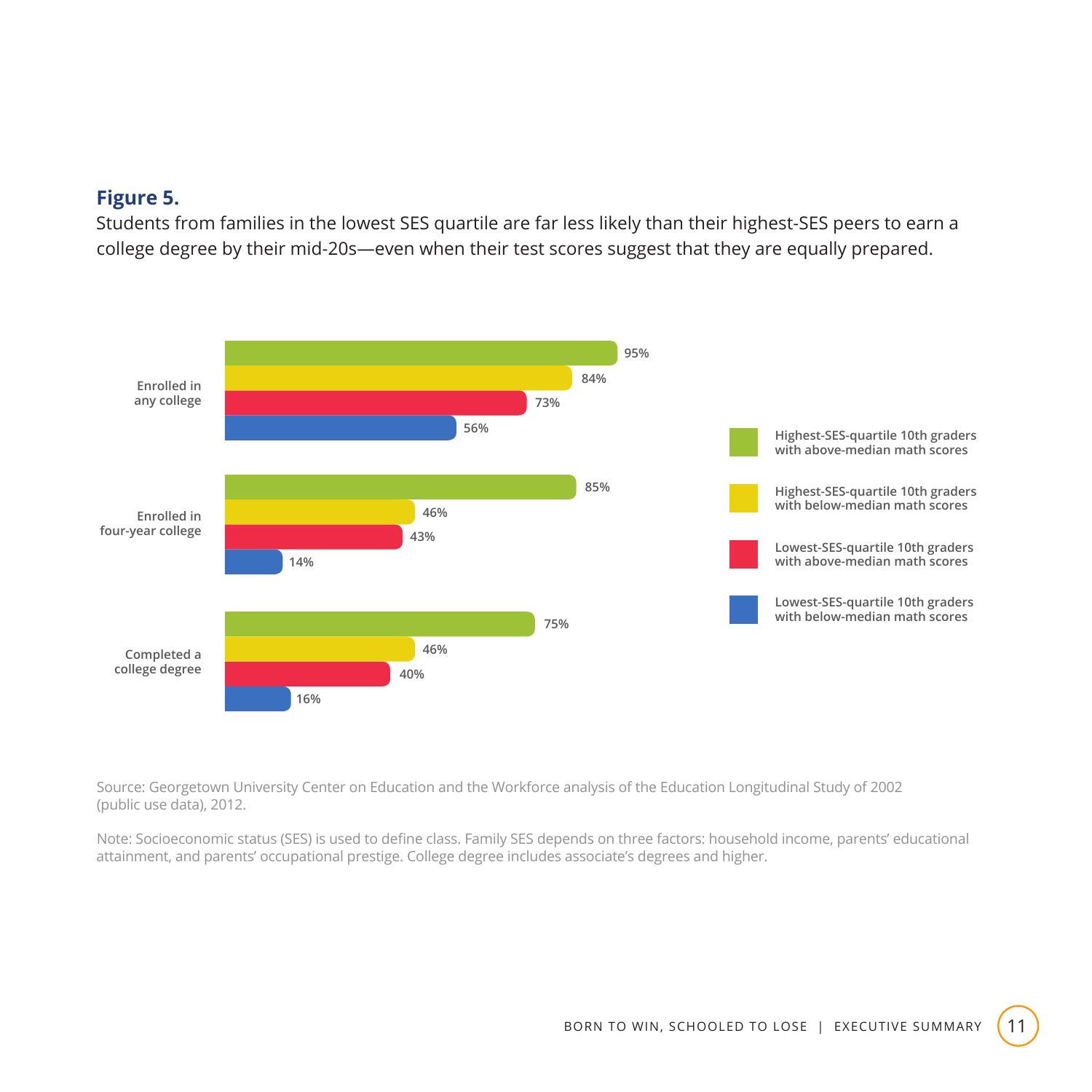**Figure 5.**

Students from families in the lowest SES quartile are far less likely than their highest-SES peers to earn a college degree by their mid-20s—even when their test scores suggest that they are equally prepared.

| | Highest-SES-quartile 10th graders with above-median math scores | Highest-SES-quartile 10th graders with below-median math scores | Lowest-SES-quartile 10th graders with above-median math scores | Lowest-SES-quartile 10th graders with below-median math scores |
|---|---|---|---|---|
| Enrolled in any college | 95% | 84% | 73% | 56% |
| Enrolled in four-year college | 85% | 46% | 43% | 14% |
| Completed a college degree | 75% | 46% | 40% | 16% |

Source: Georgetown University Center on Education and the Workforce analysis of the Education Longitudinal Study of 2002 (public use data), 2012.

Note: Socioeconomic status (SES) is used to define class. Family SES depends on three factors: household income, parents' educational attainment, and parents' occupational prestige. College degree includes associate's degrees and higher.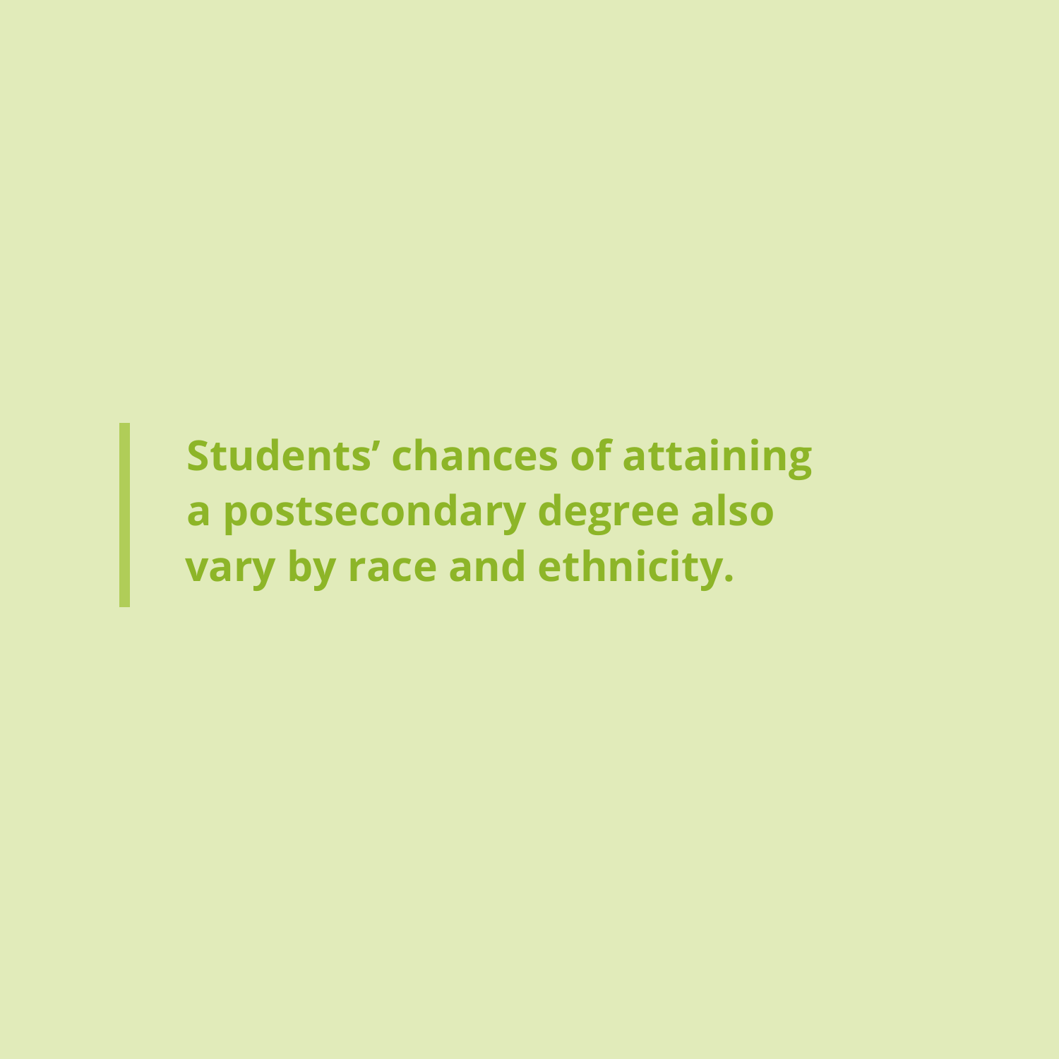> **Students' chances of attaining a postsecondary degree also vary by race and ethnicity.**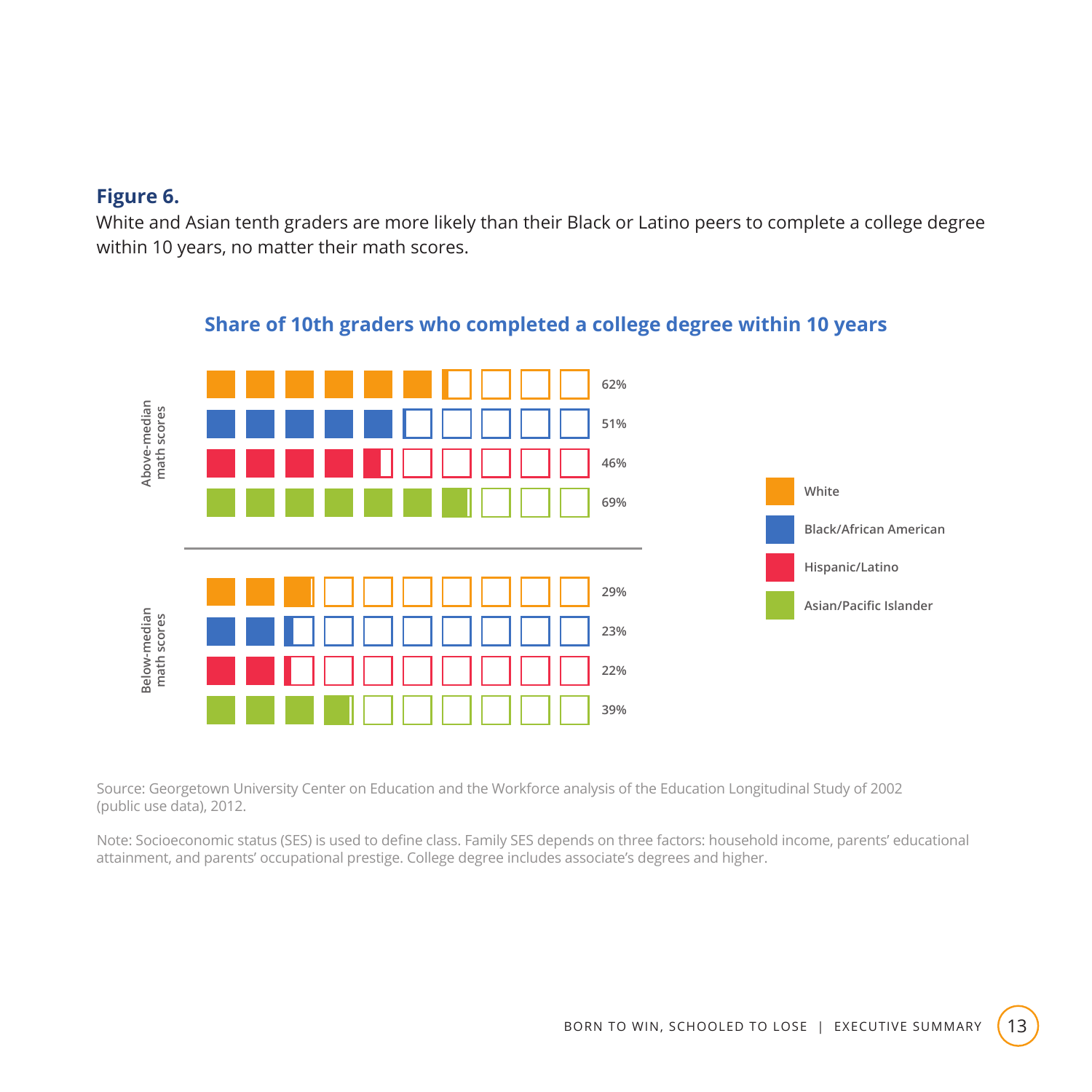**Figure 6.**

White and Asian tenth graders are more likely than their Black or Latino peers to complete a college degree within 10 years, no matter their math scores.

**Share of 10th graders who completed a college degree within 10 years**

| | White | Black/African American | Hispanic/Latino | Asian/Pacific Islander |
|---|---|---|---|---|
| Above-median math scores | 62% | 51% | 46% | 69% |
| Below-median math scores | 29% | 23% | 22% | 39% |

Source: Georgetown University Center on Education and the Workforce analysis of the Education Longitudinal Study of 2002 (public use data), 2012.

Note: Socioeconomic status (SES) is used to define class. Family SES depends on three factors: household income, parents' educational attainment, and parents' occupational prestige. College degree includes associate's degrees and higher.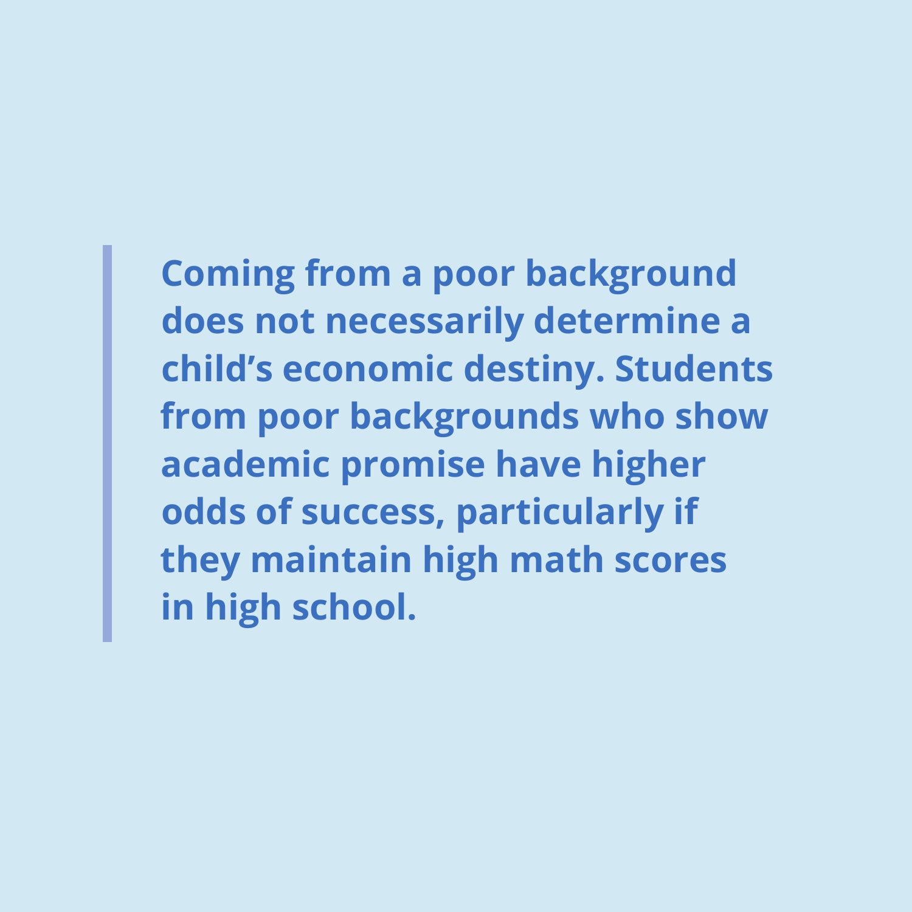> **Coming from a poor background does not necessarily determine a child's economic destiny. Students from poor backgrounds who show academic promise have higher odds of success, particularly if they maintain high math scores in high school.**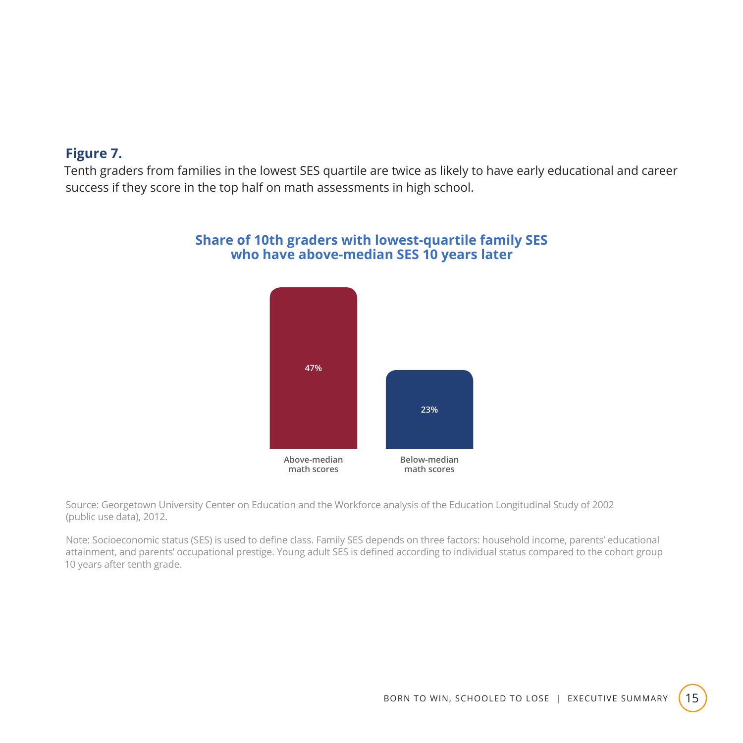**Figure 7.**

Tenth graders from families in the lowest SES quartile are twice as likely to have early educational and career success if they score in the top half on math assessments in high school.

**Share of 10th graders with lowest-quartile family SES who have above-median SES 10 years later**

| Above-median math scores | Below-median math scores |
| --- | --- |
| 47% | 23% |

Source: Georgetown University Center on Education and the Workforce analysis of the Education Longitudinal Study of 2002 (public use data), 2012.

Note: Socioeconomic status (SES) is used to define class. Family SES depends on three factors: household income, parents' educational attainment, and parents' occupational prestige. Young adult SES is defined according to individual status compared to the cohort group 10 years after tenth grade.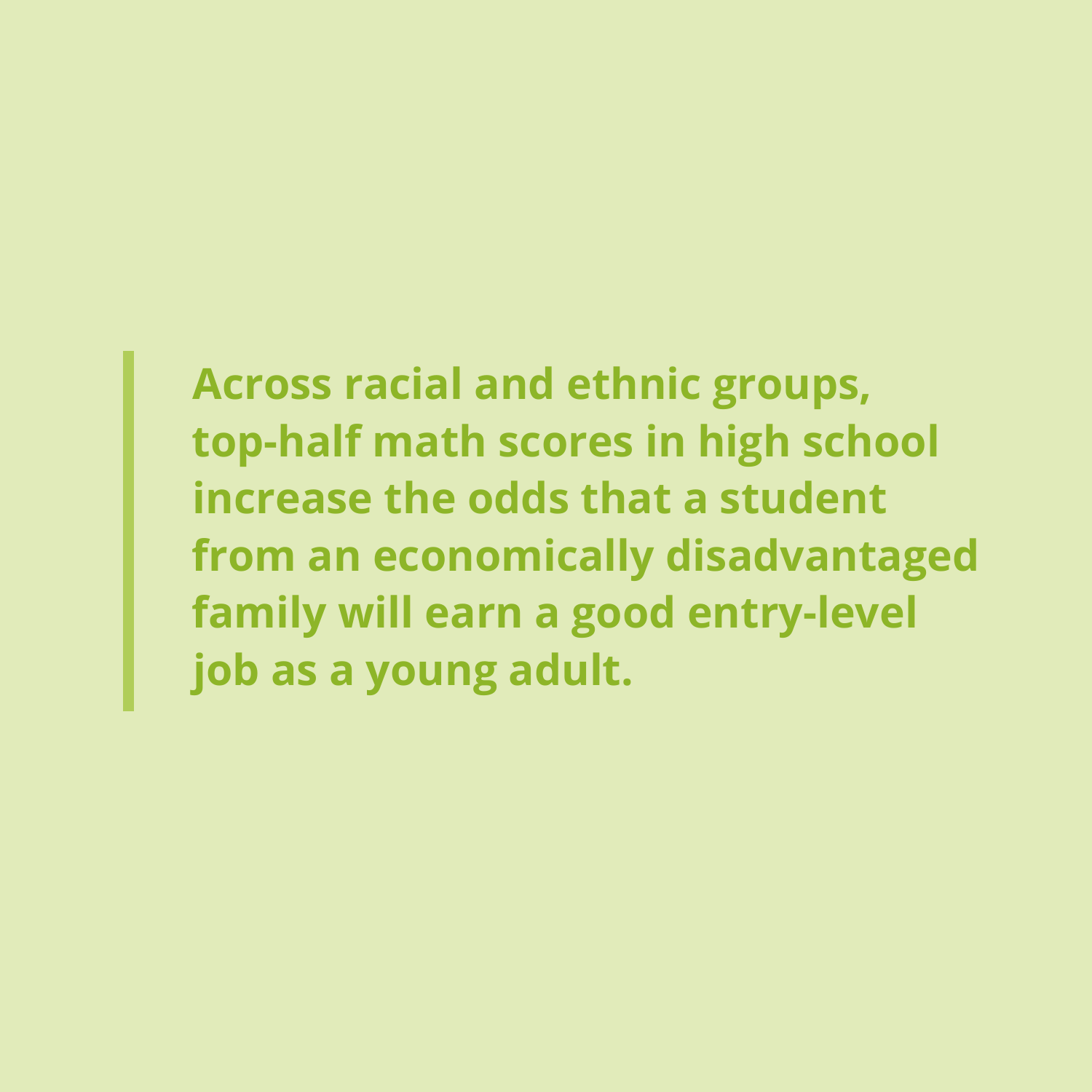> **Across racial and ethnic groups, top-half math scores in high school increase the odds that a student from an economically disadvantaged family will earn a good entry-level job as a young adult.**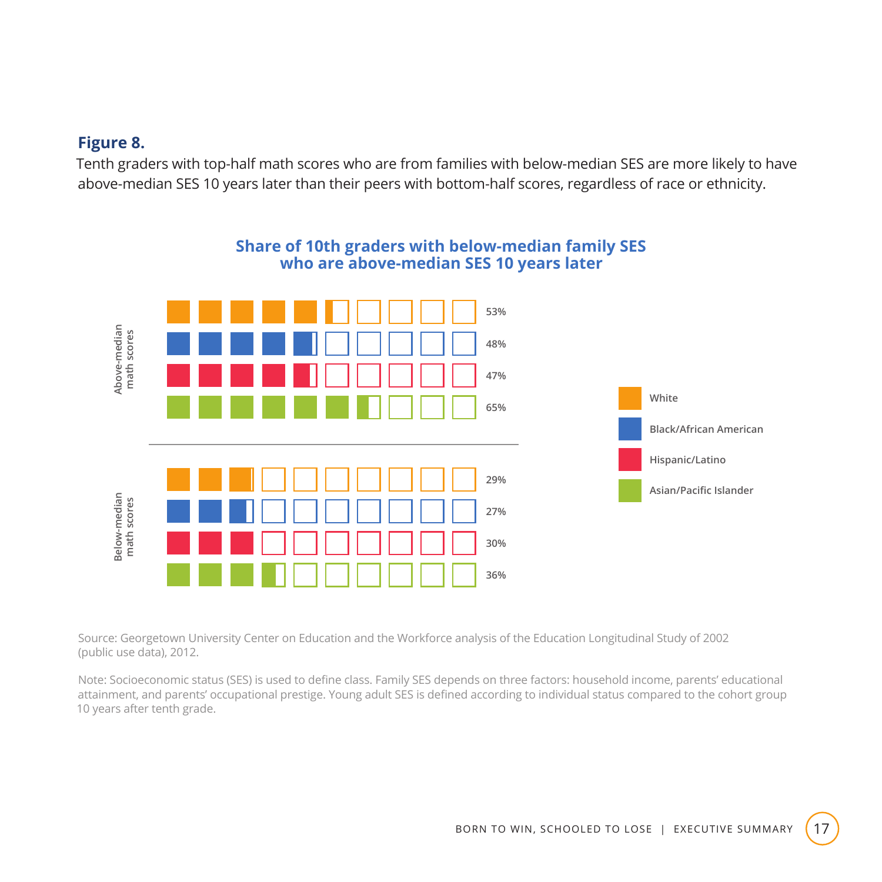**Figure 8.**

Tenth graders with top-half math scores who are from families with below-median SES are more likely to have above-median SES 10 years later than their peers with bottom-half scores, regardless of race or ethnicity.

**Share of 10th graders with below-median family SES who are above-median SES 10 years later**

| | White | Black/African American | Hispanic/Latino | Asian/Pacific Islander |
|---|---|---|---|---|
| Above-median math scores | 53% | 48% | 47% | 65% |
| Below-median math scores | 29% | 27% | 30% | 36% |

Source: Georgetown University Center on Education and the Workforce analysis of the Education Longitudinal Study of 2002 (public use data), 2012.

Note: Socioeconomic status (SES) is used to define class. Family SES depends on three factors: household income, parents' educational attainment, and parents' occupational prestige. Young adult SES is defined according to individual status compared to the cohort group 10 years after tenth grade.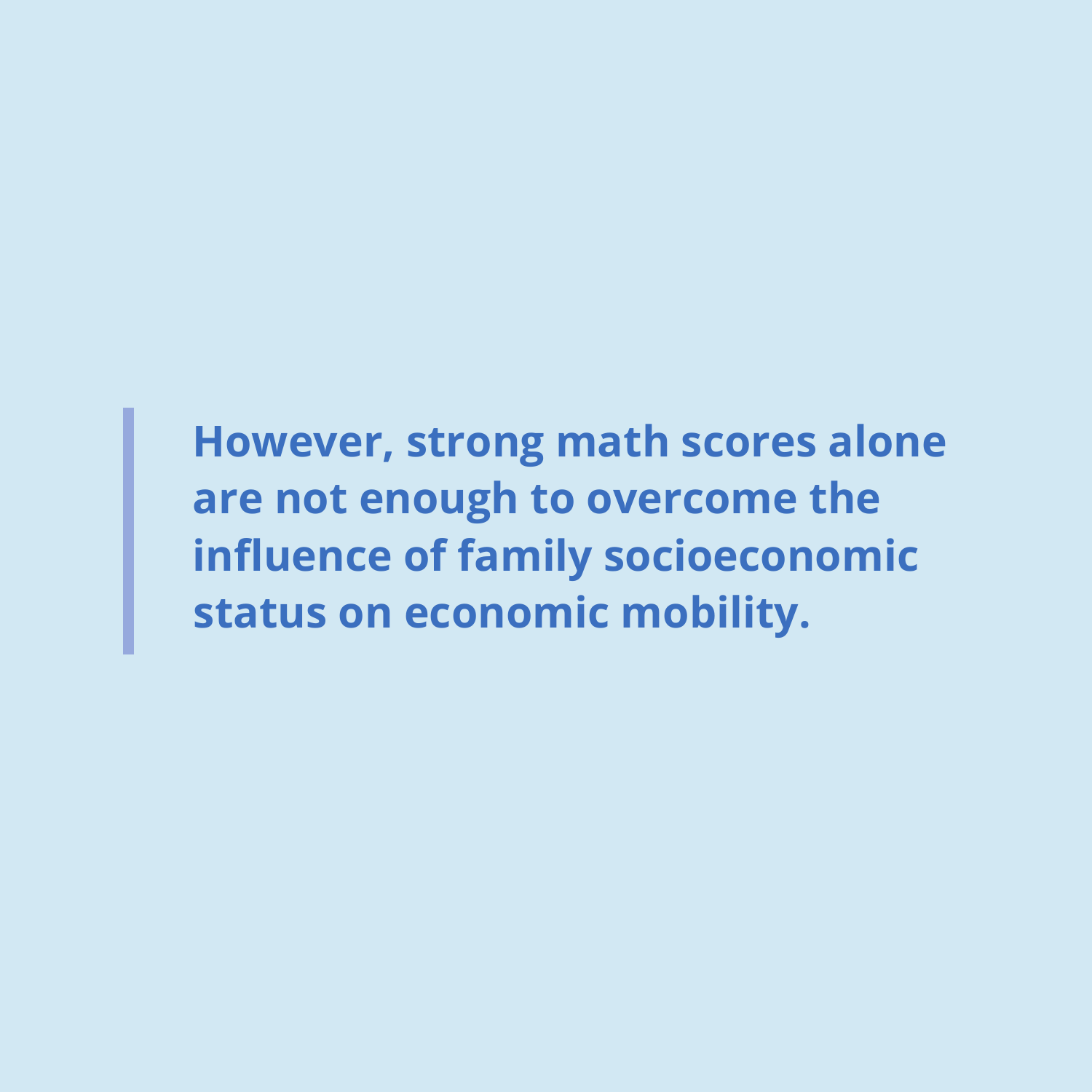> **However, strong math scores alone are not enough to overcome the influence of family socioeconomic status on economic mobility.**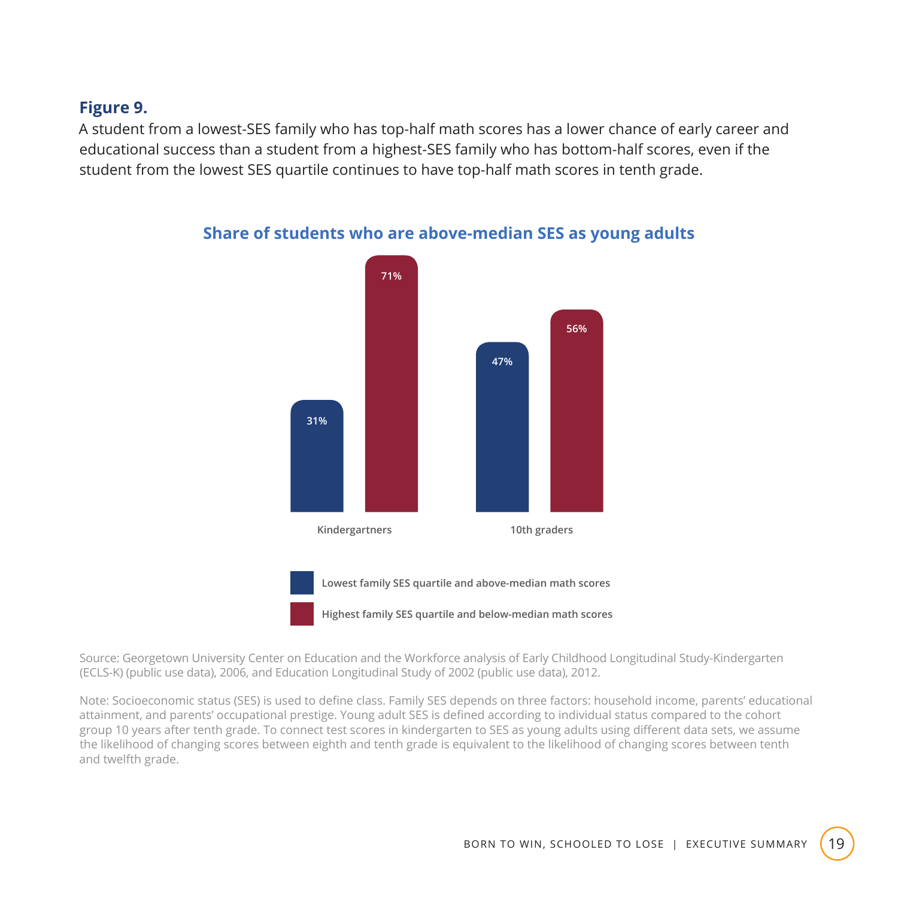**Figure 9.**

A student from a lowest-SES family who has top-half math scores has a lower chance of early career and educational success than a student from a highest-SES family who has bottom-half scores, even if the student from the lowest SES quartile continues to have top-half math scores in tenth grade.

### Share of students who are above-median SES as young adults

| | Lowest family SES quartile and above-median math scores | Highest family SES quartile and below-median math scores |
|---|---|---|
| Kindergartners | 31% | 71% |
| 10th graders | 47% | 56% |

Source: Georgetown University Center on Education and the Workforce analysis of Early Childhood Longitudinal Study-Kindergarten (ECLS-K) (public use data), 2006, and Education Longitudinal Study of 2002 (public use data), 2012.

Note: Socioeconomic status (SES) is used to define class. Family SES depends on three factors: household income, parents' educational attainment, and parents' occupational prestige. Young adult SES is defined according to individual status compared to the cohort group 10 years after tenth grade. To connect test scores in kindergarten to SES as young adults using different data sets, we assume the likelihood of changing scores between eighth and tenth grade is equivalent to the likelihood of changing scores between tenth and twelfth grade.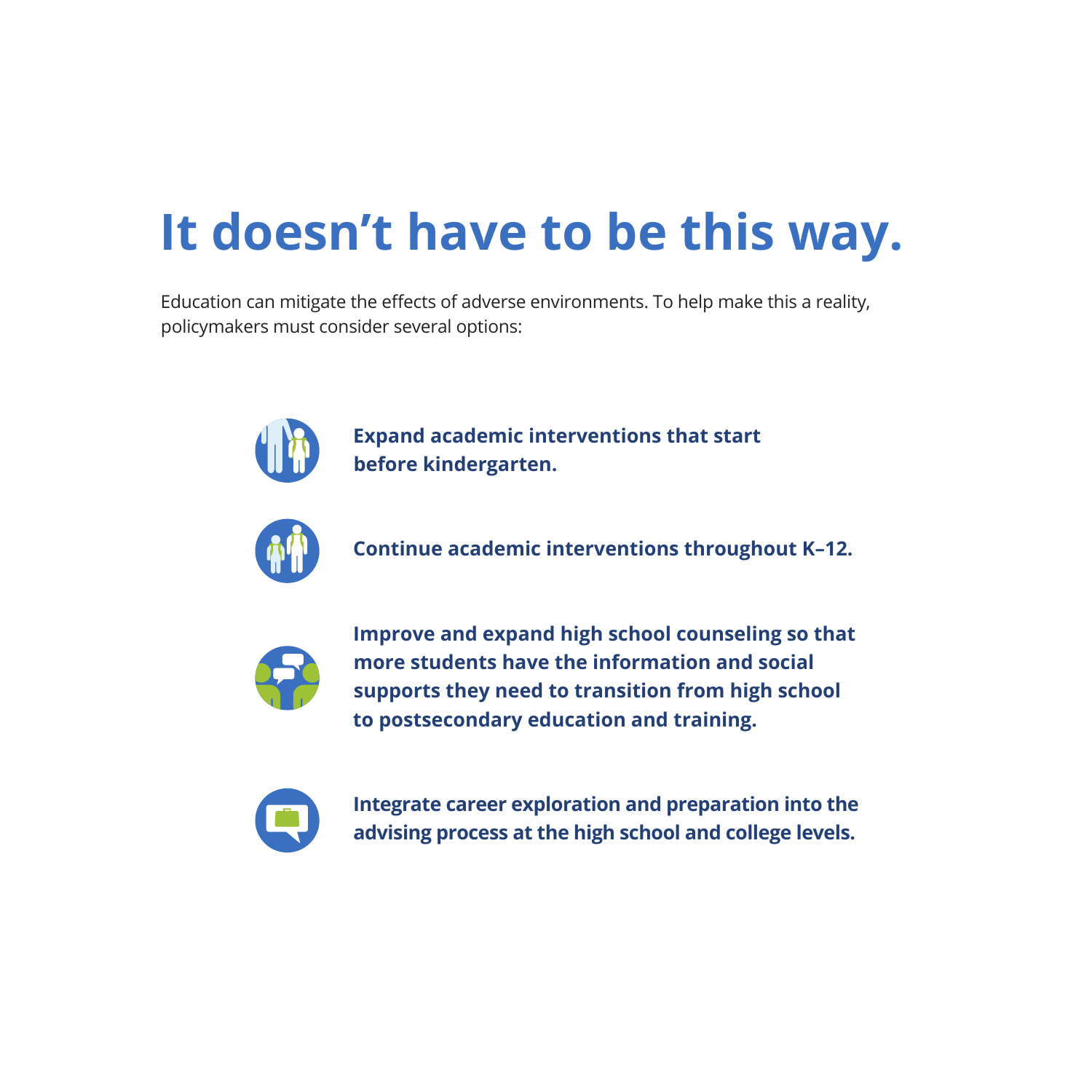# It doesn't have to be this way.

Education can mitigate the effects of adverse environments. To help make this a reality, policymakers must consider several options:

- **Expand academic interventions that start before kindergarten.**
- **Continue academic interventions throughout K–12.**
- **Improve and expand high school counseling so that more students have the information and social supports they need to transition from high school to postsecondary education and training.**
- **Integrate career exploration and preparation into the advising process at the high school and college levels.**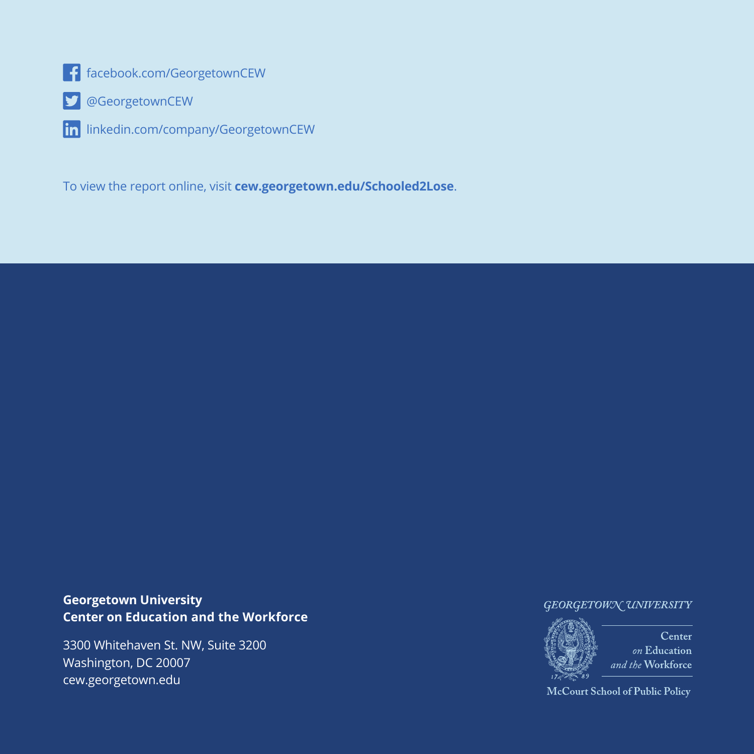facebook.com/GeorgetownCEW

@GeorgetownCEW

linkedin.com/company/GeorgetownCEW

To view the report online, visit **cew.georgetown.edu/Schooled2Lose**.

**Georgetown University**
**Center on Education and the Workforce**

3300 Whitehaven St. NW, Suite 3200
Washington, DC 20007
cew.georgetown.edu

GEORGETOWN UNIVERSITY

Center
*on* Education
*and the* Workforce

McCourt School of Public Policy